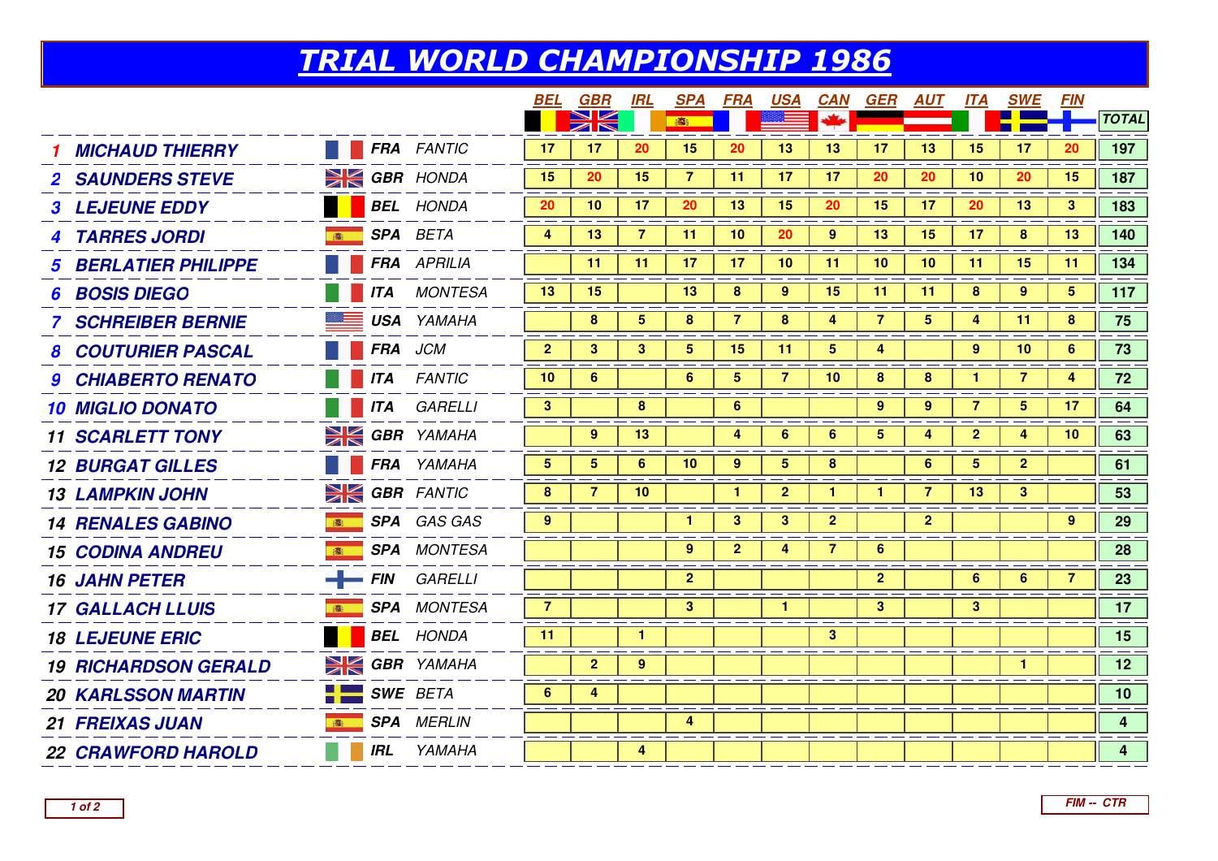# TRIAL WORLD CHAMPIONSHIP 1986

| Pos | Rider | Nat | Make | BEL | GBR | IRL | SPA | FRA | USA | CAN | GER | AUT | ITA | SWE | FIN | TOTAL |
|---|---|---|---|---|---|---|---|---|---|---|---|---|---|---|---|---|
| 1 | MICHAUD THIERRY | FRA | FANTIC | 17 | 17 | 20 | 15 | 20 | 13 | 13 | 17 | 13 | 15 | 17 | 20 | 197 |
| 2 | SAUNDERS STEVE | GBR | HONDA | 15 | 20 | 15 | 7 | 11 | 17 | 17 | 20 | 20 | 10 | 20 | 15 | 187 |
| 3 | LEJEUNE EDDY | BEL | HONDA | 20 | 10 | 17 | 20 | 13 | 15 | 20 | 15 | 17 | 20 | 13 | 3 | 183 |
| 4 | TARRES JORDI | SPA | BETA | 4 | 13 | 7 | 11 | 10 | 20 | 9 | 13 | 15 | 17 | 8 | 13 | 140 |
| 5 | BERLATIER PHILIPPE | FRA | APRILIA | | 11 | 11 | 17 | 17 | 10 | 11 | 10 | 10 | 11 | 15 | 11 | 134 |
| 6 | BOSIS DIEGO | ITA | MONTESA | 13 | 15 | | 13 | 8 | 9 | 15 | 11 | 11 | 8 | 9 | 5 | 117 |
| 7 | SCHREIBER BERNIE | USA | YAMAHA | | 8 | 5 | 8 | 7 | 8 | 4 | 7 | 5 | 4 | 11 | 8 | 75 |
| 8 | COUTURIER PASCAL | FRA | JCM | 2 | 3 | 3 | 5 | 15 | 11 | 5 | 4 | | 9 | 10 | 6 | 73 |
| 9 | CHIABERTO RENATO | ITA | FANTIC | 10 | 6 | | 6 | 5 | 7 | 10 | 8 | 8 | 1 | 7 | 4 | 72 |
| 10 | MIGLIO DONATO | ITA | GARELLI | 3 | | 8 | | 6 | | | 9 | 9 | 7 | 5 | 17 | 64 |
| 11 | SCARLETT TONY | GBR | YAMAHA | | 9 | 13 | | 4 | 6 | 6 | 5 | 4 | 2 | 4 | 10 | 63 |
| 12 | BURGAT GILLES | FRA | YAMAHA | 5 | 5 | 6 | 10 | 9 | 5 | 8 | | 6 | 5 | 2 | | 61 |
| 13 | LAMPKIN JOHN | GBR | FANTIC | 8 | 7 | 10 | | 1 | 2 | 1 | 1 | 7 | 13 | 3 | | 53 |
| 14 | RENALES GABINO | SPA | GAS GAS | 9 | | | 1 | 3 | 3 | 2 | | 2 | | | 9 | 29 |
| 15 | CODINA ANDREU | SPA | MONTESA | | | | 9 | 2 | 4 | 7 | 6 | | | | | 28 |
| 16 | JAHN PETER | FIN | GARELLI | | | | 2 | | | | 2 | | 6 | 6 | 7 | 23 |
| 17 | GALLACH LLUIS | SPA | MONTESA | 7 | | | 3 | | 1 | | 3 | | 3 | | | 17 |
| 18 | LEJEUNE ERIC | BEL | HONDA | 11 | | 1 | | | | 3 | | | | | | 15 |
| 19 | RICHARDSON GERALD | GBR | YAMAHA | | 2 | 9 | | | | | | | | 1 | | 12 |
| 20 | KARLSSON MARTIN | SWE | BETA | 6 | 4 | | | | | | | | | | | 10 |
| 21 | FREIXAS JUAN | SPA | MERLIN | | | | 4 | | | | | | | | | 4 |
| 22 | CRAWFORD HAROLD | IRL | YAMAHA | | | 4 | | | | | | | | | | 4 |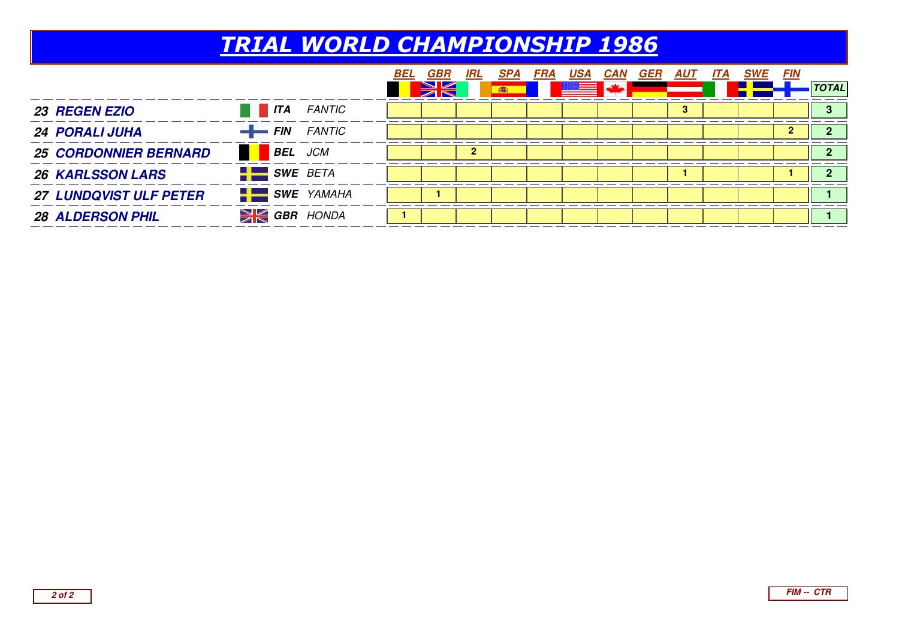# TRIAL WORLD CHAMPIONSHIP 1986

| | | | | BEL | GBR | IRL | SPA | FRA | USA | CAN | GER | AUT | ITA | SWE | FIN | TOTAL |
|---|---|---|---|---|---|---|---|---|---|---|---|---|---|---|---|---|
| 23 | REGEN EZIO | ITA | FANTIC | | | | | | | | | 3 | | | | 3 |
| 24 | PORALI JUHA | FIN | FANTIC | | | | | | | | | | | | 2 | 2 |
| 25 | CORDONNIER BERNARD | BEL | JCM | | | 2 | | | | | | | | | | 2 |
| 26 | KARLSSON LARS | SWE | BETA | | | | | | | | | 1 | | | 1 | 2 |
| 27 | LUNDQVIST ULF PETER | SWE | YAMAHA | | 1 | | | | | | | | | | | 1 |
| 28 | ALDERSON PHIL | GBR | HONDA | 1 | | | | | | | | | | | | 1 |

FIM -- CTR